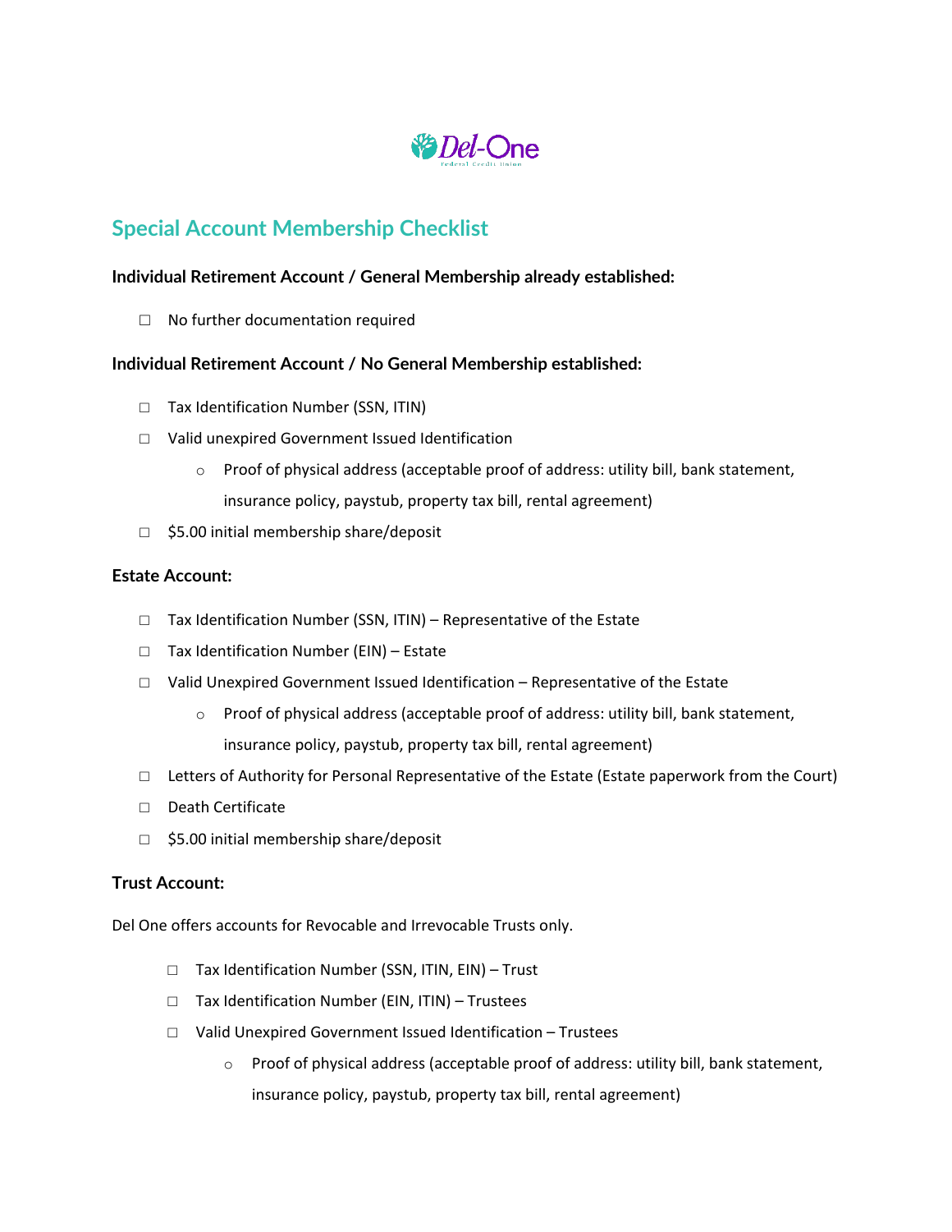Del-One Federal Credit Union

## Special Account Membership Checklist

**Individual Retirement Account / General Membership already established:**

- ☐ No further documentation required

**Individual Retirement Account / No General Membership established:**

- ☐ Tax Identification Number (SSN, ITIN)
- ☐ Valid unexpired Government Issued Identification
  - Proof of physical address (acceptable proof of address: utility bill, bank statement, insurance policy, paystub, property tax bill, rental agreement)
- ☐ $5.00 initial membership share/deposit

**Estate Account:**

- ☐ Tax Identification Number (SSN, ITIN) – Representative of the Estate
- ☐ Tax Identification Number (EIN) – Estate
- ☐ Valid Unexpired Government Issued Identification – Representative of the Estate
  - Proof of physical address (acceptable proof of address: utility bill, bank statement, insurance policy, paystub, property tax bill, rental agreement)
- ☐ Letters of Authority for Personal Representative of the Estate (Estate paperwork from the Court)
- ☐ Death Certificate
- ☐ $5.00 initial membership share/deposit

**Trust Account:**

Del One offers accounts for Revocable and Irrevocable Trusts only.

- ☐ Tax Identification Number (SSN, ITIN, EIN) – Trust
- ☐ Tax Identification Number (EIN, ITIN) – Trustees
- ☐ Valid Unexpired Government Issued Identification – Trustees
  - Proof of physical address (acceptable proof of address: utility bill, bank statement, insurance policy, paystub, property tax bill, rental agreement)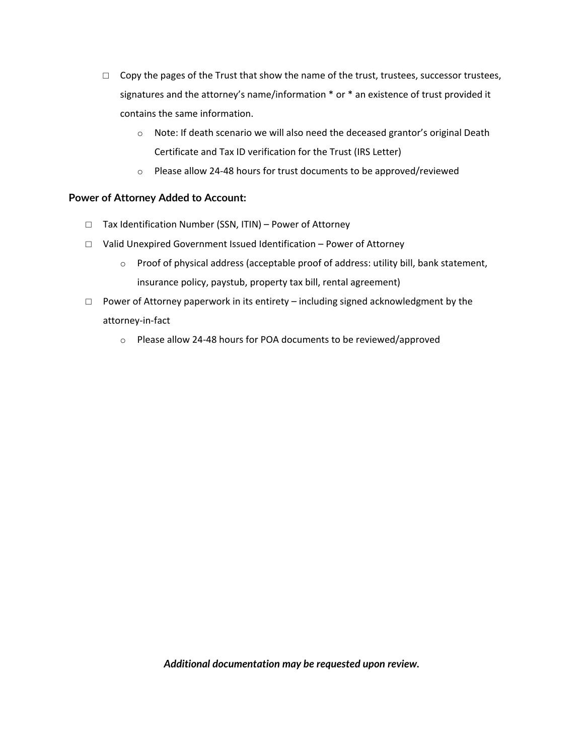- ☐ Copy the pages of the Trust that show the name of the trust, trustees, successor trustees, signatures and the attorney's name/information * or * an existence of trust provided it contains the same information.
  - Note: If death scenario we will also need the deceased grantor's original Death Certificate and Tax ID verification for the Trust (IRS Letter)
  - Please allow 24-48 hours for trust documents to be approved/reviewed

### Power of Attorney Added to Account:

- ☐ Tax Identification Number (SSN, ITIN) – Power of Attorney
- ☐ Valid Unexpired Government Issued Identification – Power of Attorney
  - Proof of physical address (acceptable proof of address: utility bill, bank statement, insurance policy, paystub, property tax bill, rental agreement)
- ☐ Power of Attorney paperwork in its entirety – including signed acknowledgment by the attorney-in-fact
  - Please allow 24-48 hours for POA documents to be reviewed/approved

***Additional documentation may be requested upon review.***